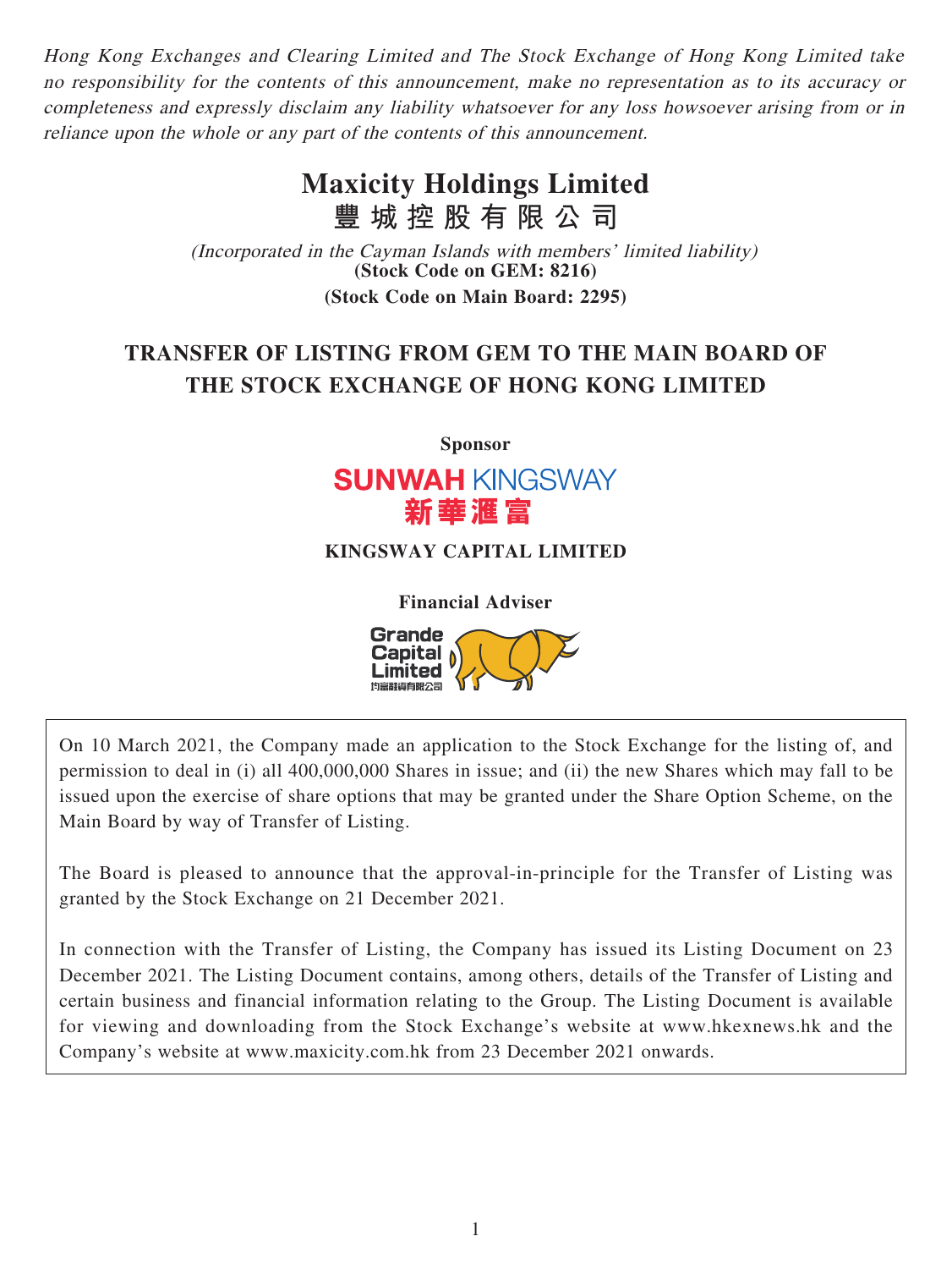*Hong Kong Exchanges and Clearing Limited and The Stock Exchange of Hong Kong Limited take no responsibility for the contents of this announcement, make no representation as to its accuracy or completeness and expressly disclaim any liability whatsoever for any loss howsoever arising from or in reliance upon the whole or any part of the contents of this announcement.*

# Maxicity Holdings Limited
# 豐城控股有限公司

*(Incorporated in the Cayman Islands with members' limited liability)*
**(Stock Code on GEM: 8216)**
**(Stock Code on Main Board: 2295)**

## TRANSFER OF LISTING FROM GEM TO THE MAIN BOARD OF THE STOCK EXCHANGE OF HONG KONG LIMITED

**Sponsor**

SUNWAH KINGSWAY
新華滙富

**KINGSWAY CAPITAL LIMITED**

**Financial Adviser**

Grande Capital Limited
均富融資有限公司

On 10 March 2021, the Company made an application to the Stock Exchange for the listing of, and permission to deal in (i) all 400,000,000 Shares in issue; and (ii) the new Shares which may fall to be issued upon the exercise of share options that may be granted under the Share Option Scheme, on the Main Board by way of Transfer of Listing.

The Board is pleased to announce that the approval-in-principle for the Transfer of Listing was granted by the Stock Exchange on 21 December 2021.

In connection with the Transfer of Listing, the Company has issued its Listing Document on 23 December 2021. The Listing Document contains, among others, details of the Transfer of Listing and certain business and financial information relating to the Group. The Listing Document is available for viewing and downloading from the Stock Exchange's website at www.hkexnews.hk and the Company's website at www.maxicity.com.hk from 23 December 2021 onwards.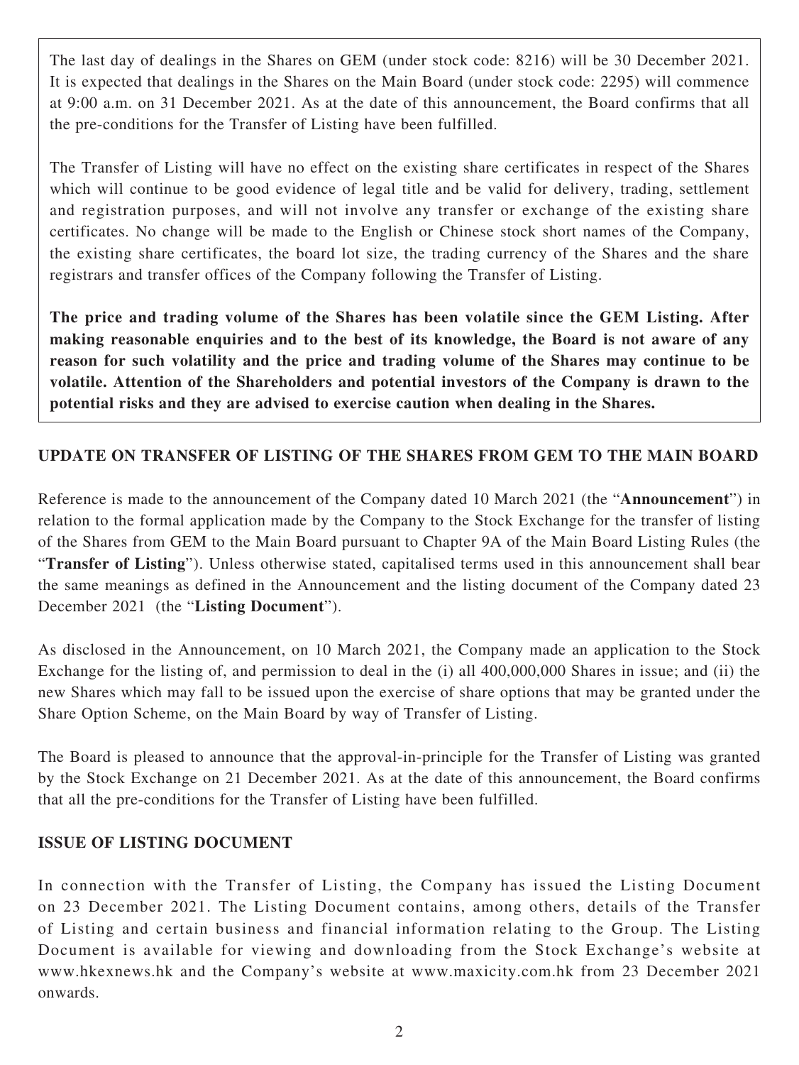The last day of dealings in the Shares on GEM (under stock code: 8216) will be 30 December 2021. It is expected that dealings in the Shares on the Main Board (under stock code: 2295) will commence at 9:00 a.m. on 31 December 2021. As at the date of this announcement, the Board confirms that all the pre-conditions for the Transfer of Listing have been fulfilled.

The Transfer of Listing will have no effect on the existing share certificates in respect of the Shares which will continue to be good evidence of legal title and be valid for delivery, trading, settlement and registration purposes, and will not involve any transfer or exchange of the existing share certificates. No change will be made to the English or Chinese stock short names of the Company, the existing share certificates, the board lot size, the trading currency of the Shares and the share registrars and transfer offices of the Company following the Transfer of Listing.

**The price and trading volume of the Shares has been volatile since the GEM Listing. After making reasonable enquiries and to the best of its knowledge, the Board is not aware of any reason for such volatility and the price and trading volume of the Shares may continue to be volatile. Attention of the Shareholders and potential investors of the Company is drawn to the potential risks and they are advised to exercise caution when dealing in the Shares.**

## UPDATE ON TRANSFER OF LISTING OF THE SHARES FROM GEM TO THE MAIN BOARD

Reference is made to the announcement of the Company dated 10 March 2021 (the "**Announcement**") in relation to the formal application made by the Company to the Stock Exchange for the transfer of listing of the Shares from GEM to the Main Board pursuant to Chapter 9A of the Main Board Listing Rules (the "**Transfer of Listing**"). Unless otherwise stated, capitalised terms used in this announcement shall bear the same meanings as defined in the Announcement and the listing document of the Company dated 23 December 2021 (the "**Listing Document**").

As disclosed in the Announcement, on 10 March 2021, the Company made an application to the Stock Exchange for the listing of, and permission to deal in the (i) all 400,000,000 Shares in issue; and (ii) the new Shares which may fall to be issued upon the exercise of share options that may be granted under the Share Option Scheme, on the Main Board by way of Transfer of Listing.

The Board is pleased to announce that the approval-in-principle for the Transfer of Listing was granted by the Stock Exchange on 21 December 2021. As at the date of this announcement, the Board confirms that all the pre-conditions for the Transfer of Listing have been fulfilled.

## ISSUE OF LISTING DOCUMENT

In connection with the Transfer of Listing, the Company has issued the Listing Document on 23 December 2021. The Listing Document contains, among others, details of the Transfer of Listing and certain business and financial information relating to the Group. The Listing Document is available for viewing and downloading from the Stock Exchange's website at www.hkexnews.hk and the Company's website at www.maxicity.com.hk from 23 December 2021 onwards.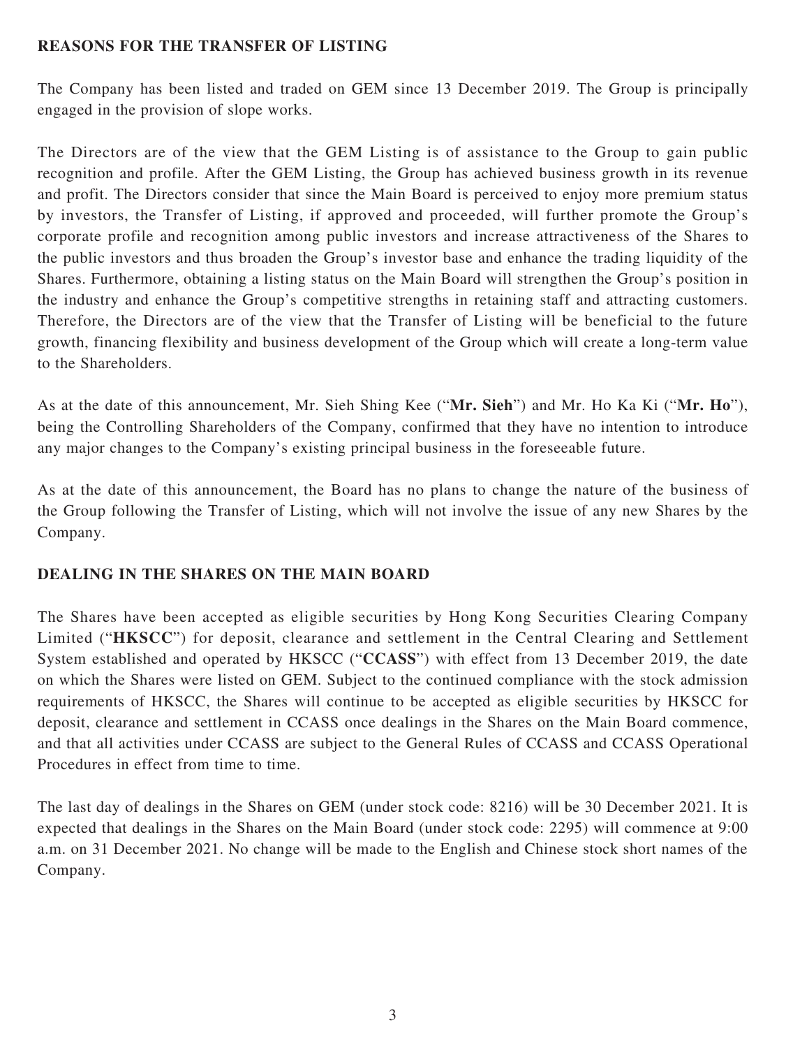## REASONS FOR THE TRANSFER OF LISTING

The Company has been listed and traded on GEM since 13 December 2019. The Group is principally engaged in the provision of slope works.

The Directors are of the view that the GEM Listing is of assistance to the Group to gain public recognition and profile. After the GEM Listing, the Group has achieved business growth in its revenue and profit. The Directors consider that since the Main Board is perceived to enjoy more premium status by investors, the Transfer of Listing, if approved and proceeded, will further promote the Group's corporate profile and recognition among public investors and increase attractiveness of the Shares to the public investors and thus broaden the Group's investor base and enhance the trading liquidity of the Shares. Furthermore, obtaining a listing status on the Main Board will strengthen the Group's position in the industry and enhance the Group's competitive strengths in retaining staff and attracting customers. Therefore, the Directors are of the view that the Transfer of Listing will be beneficial to the future growth, financing flexibility and business development of the Group which will create a long-term value to the Shareholders.

As at the date of this announcement, Mr. Sieh Shing Kee ("**Mr. Sieh**") and Mr. Ho Ka Ki ("**Mr. Ho**"), being the Controlling Shareholders of the Company, confirmed that they have no intention to introduce any major changes to the Company's existing principal business in the foreseeable future.

As at the date of this announcement, the Board has no plans to change the nature of the business of the Group following the Transfer of Listing, which will not involve the issue of any new Shares by the Company.

## DEALING IN THE SHARES ON THE MAIN BOARD

The Shares have been accepted as eligible securities by Hong Kong Securities Clearing Company Limited ("**HKSCC**") for deposit, clearance and settlement in the Central Clearing and Settlement System established and operated by HKSCC ("**CCASS**") with effect from 13 December 2019, the date on which the Shares were listed on GEM. Subject to the continued compliance with the stock admission requirements of HKSCC, the Shares will continue to be accepted as eligible securities by HKSCC for deposit, clearance and settlement in CCASS once dealings in the Shares on the Main Board commence, and that all activities under CCASS are subject to the General Rules of CCASS and CCASS Operational Procedures in effect from time to time.

The last day of dealings in the Shares on GEM (under stock code: 8216) will be 30 December 2021. It is expected that dealings in the Shares on the Main Board (under stock code: 2295) will commence at 9:00 a.m. on 31 December 2021. No change will be made to the English and Chinese stock short names of the Company.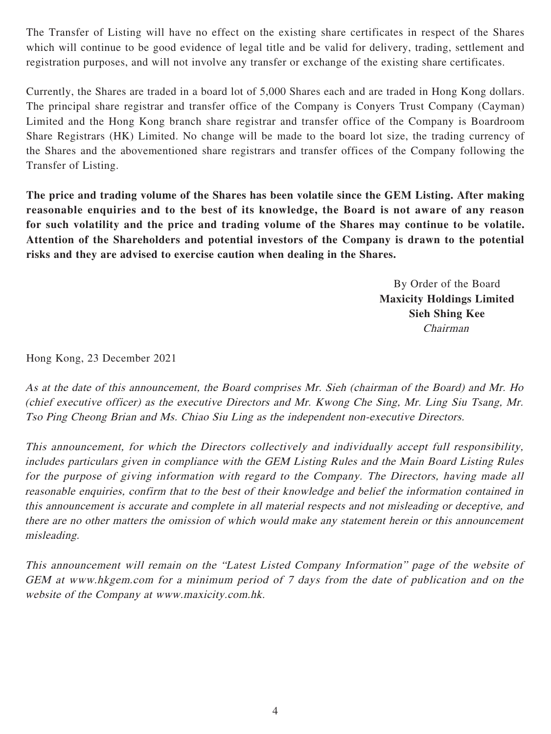The Transfer of Listing will have no effect on the existing share certificates in respect of the Shares which will continue to be good evidence of legal title and be valid for delivery, trading, settlement and registration purposes, and will not involve any transfer or exchange of the existing share certificates.

Currently, the Shares are traded in a board lot of 5,000 Shares each and are traded in Hong Kong dollars. The principal share registrar and transfer office of the Company is Conyers Trust Company (Cayman) Limited and the Hong Kong branch share registrar and transfer office of the Company is Boardroom Share Registrars (HK) Limited. No change will be made to the board lot size, the trading currency of the Shares and the abovementioned share registrars and transfer offices of the Company following the Transfer of Listing.

**The price and trading volume of the Shares has been volatile since the GEM Listing. After making reasonable enquiries and to the best of its knowledge, the Board is not aware of any reason for such volatility and the price and trading volume of the Shares may continue to be volatile. Attention of the Shareholders and potential investors of the Company is drawn to the potential risks and they are advised to exercise caution when dealing in the Shares.**

By Order of the Board
**Maxicity Holdings Limited**
**Sieh Shing Kee**
*Chairman*

Hong Kong, 23 December 2021

*As at the date of this announcement, the Board comprises Mr. Sieh (chairman of the Board) and Mr. Ho (chief executive officer) as the executive Directors and Mr. Kwong Che Sing, Mr. Ling Siu Tsang, Mr. Tso Ping Cheong Brian and Ms. Chiao Siu Ling as the independent non-executive Directors.*

*This announcement, for which the Directors collectively and individually accept full responsibility, includes particulars given in compliance with the GEM Listing Rules and the Main Board Listing Rules for the purpose of giving information with regard to the Company. The Directors, having made all reasonable enquiries, confirm that to the best of their knowledge and belief the information contained in this announcement is accurate and complete in all material respects and not misleading or deceptive, and there are no other matters the omission of which would make any statement herein or this announcement misleading.*

*This announcement will remain on the "Latest Listed Company Information" page of the website of GEM at www.hkgem.com for a minimum period of 7 days from the date of publication and on the website of the Company at www.maxicity.com.hk.*